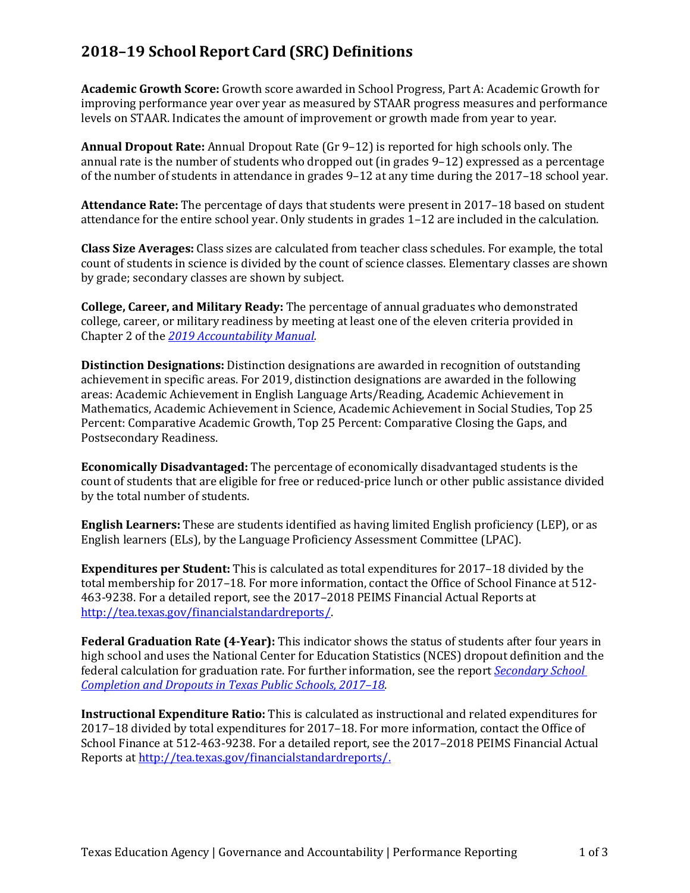# 2018–19 School Report Card (SRC) Definitions

**Academic Growth Score:** Growth score awarded in School Progress, Part A: Academic Growth for improving performance year over year as measured by STAAR progress measures and performance levels on STAAR. Indicates the amount of improvement or growth made from year to year.

**Annual Dropout Rate:** Annual Dropout Rate (Gr 9–12) is reported for high schools only. The annual rate is the number of students who dropped out (in grades 9–12) expressed as a percentage of the number of students in attendance in grades 9–12 at any time during the 2017–18 school year.

**Attendance Rate:** The percentage of days that students were present in 2017–18 based on student attendance for the entire school year. Only students in grades 1–12 are included in the calculation.

**Class Size Averages:** Class sizes are calculated from teacher class schedules. For example, the total count of students in science is divided by the count of science classes. Elementary classes are shown by grade; secondary classes are shown by subject.

**College, Career, and Military Ready:** The percentage of annual graduates who demonstrated college, career, or military readiness by meeting at least one of the eleven criteria provided in Chapter 2 of the *2019 Accountability Manual.*

**Distinction Designations:** Distinction designations are awarded in recognition of outstanding achievement in specific areas. For 2019, distinction designations are awarded in the following areas: Academic Achievement in English Language Arts/Reading, Academic Achievement in Mathematics, Academic Achievement in Science, Academic Achievement in Social Studies, Top 25 Percent: Comparative Academic Growth, Top 25 Percent: Comparative Closing the Gaps, and Postsecondary Readiness.

**Economically Disadvantaged:** The percentage of economically disadvantaged students is the count of students that are eligible for free or reduced-price lunch or other public assistance divided by the total number of students.

**English Learners:** These are students identified as having limited English proficiency (LEP), or as English learners (ELs), by the Language Proficiency Assessment Committee (LPAC).

**Expenditures per Student:** This is calculated as total expenditures for 2017–18 divided by the total membership for 2017–18. For more information, contact the Office of School Finance at 512-463-9238. For a detailed report, see the 2017–2018 PEIMS Financial Actual Reports at http://tea.texas.gov/financialstandardreports/.

**Federal Graduation Rate (4-Year):** This indicator shows the status of students after four years in high school and uses the National Center for Education Statistics (NCES) dropout definition and the federal calculation for graduation rate. For further information, see the report *Secondary School Completion and Dropouts in Texas Public Schools, 2017–18*.

**Instructional Expenditure Ratio:** This is calculated as instructional and related expenditures for 2017–18 divided by total expenditures for 2017–18. For more information, contact the Office of School Finance at 512-463-9238. For a detailed report, see the 2017–2018 PEIMS Financial Actual Reports at http://tea.texas.gov/financialstandardreports/.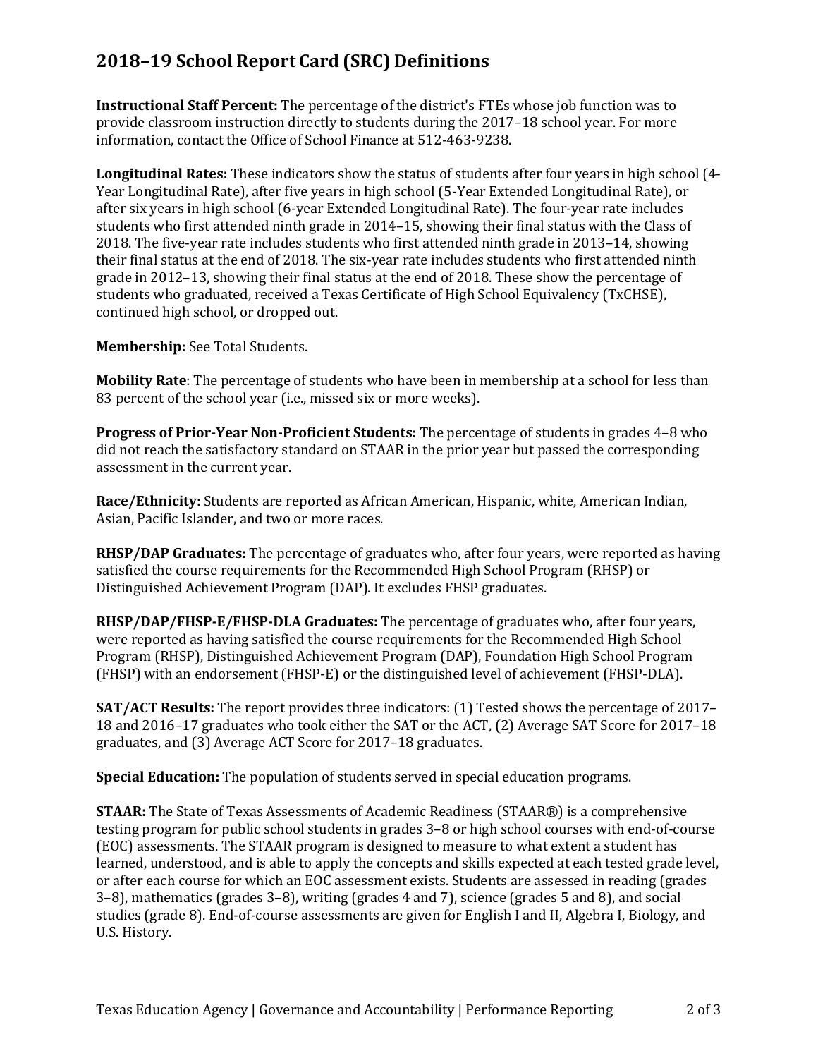## 2018–19 School Report Card (SRC) Definitions

**Instructional Staff Percent:** The percentage of the district's FTEs whose job function was to provide classroom instruction directly to students during the 2017–18 school year. For more information, contact the Office of School Finance at 512-463-9238.

**Longitudinal Rates:** These indicators show the status of students after four years in high school (4-Year Longitudinal Rate), after five years in high school (5-Year Extended Longitudinal Rate), or after six years in high school (6-year Extended Longitudinal Rate). The four-year rate includes students who first attended ninth grade in 2014–15, showing their final status with the Class of 2018. The five-year rate includes students who first attended ninth grade in 2013–14, showing their final status at the end of 2018. The six-year rate includes students who first attended ninth grade in 2012–13, showing their final status at the end of 2018. These show the percentage of students who graduated, received a Texas Certificate of High School Equivalency (TxCHSE), continued high school, or dropped out.

**Membership:** See Total Students.

**Mobility Rate**: The percentage of students who have been in membership at a school for less than 83 percent of the school year (i.e., missed six or more weeks).

**Progress of Prior-Year Non-Proficient Students:** The percentage of students in grades 4–8 who did not reach the satisfactory standard on STAAR in the prior year but passed the corresponding assessment in the current year.

**Race/Ethnicity:** Students are reported as African American, Hispanic, white, American Indian, Asian, Pacific Islander, and two or more races.

**RHSP/DAP Graduates:** The percentage of graduates who, after four years, were reported as having satisfied the course requirements for the Recommended High School Program (RHSP) or Distinguished Achievement Program (DAP). It excludes FHSP graduates.

**RHSP/DAP/FHSP-E/FHSP-DLA Graduates:** The percentage of graduates who, after four years, were reported as having satisfied the course requirements for the Recommended High School Program (RHSP), Distinguished Achievement Program (DAP), Foundation High School Program (FHSP) with an endorsement (FHSP-E) or the distinguished level of achievement (FHSP-DLA).

**SAT/ACT Results:** The report provides three indicators: (1) Tested shows the percentage of 2017–18 and 2016–17 graduates who took either the SAT or the ACT, (2) Average SAT Score for 2017–18 graduates, and (3) Average ACT Score for 2017–18 graduates.

**Special Education:** The population of students served in special education programs.

**STAAR:** The State of Texas Assessments of Academic Readiness (STAAR®) is a comprehensive testing program for public school students in grades 3–8 or high school courses with end-of-course (EOC) assessments. The STAAR program is designed to measure to what extent a student has learned, understood, and is able to apply the concepts and skills expected at each tested grade level, or after each course for which an EOC assessment exists. Students are assessed in reading (grades 3–8), mathematics (grades 3–8), writing (grades 4 and 7), science (grades 5 and 8), and social studies (grade 8). End-of-course assessments are given for English I and II, Algebra I, Biology, and U.S. History.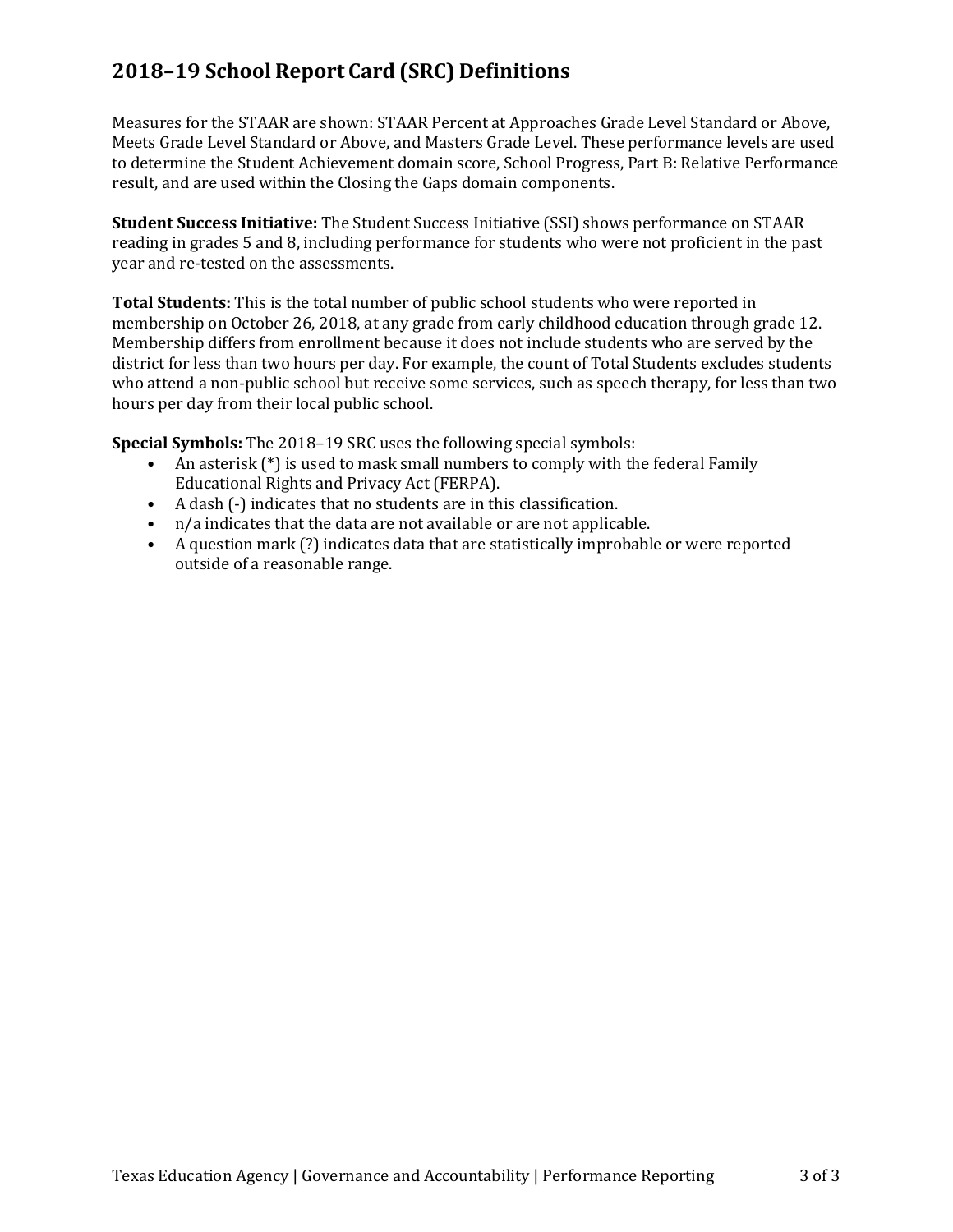## 2018–19 School Report Card (SRC) Definitions

Measures for the STAAR are shown: STAAR Percent at Approaches Grade Level Standard or Above, Meets Grade Level Standard or Above, and Masters Grade Level. These performance levels are used to determine the Student Achievement domain score, School Progress, Part B: Relative Performance result, and are used within the Closing the Gaps domain components.

**Student Success Initiative:** The Student Success Initiative (SSI) shows performance on STAAR reading in grades 5 and 8, including performance for students who were not proficient in the past year and re-tested on the assessments.

**Total Students:** This is the total number of public school students who were reported in membership on October 26, 2018, at any grade from early childhood education through grade 12. Membership differs from enrollment because it does not include students who are served by the district for less than two hours per day. For example, the count of Total Students excludes students who attend a non-public school but receive some services, such as speech therapy, for less than two hours per day from their local public school.

**Special Symbols:** The 2018–19 SRC uses the following special symbols:

- An asterisk (*) is used to mask small numbers to comply with the federal Family Educational Rights and Privacy Act (FERPA).
- A dash (-) indicates that no students are in this classification.
- n/a indicates that the data are not available or are not applicable.
- A question mark (?) indicates data that are statistically improbable or were reported outside of a reasonable range.